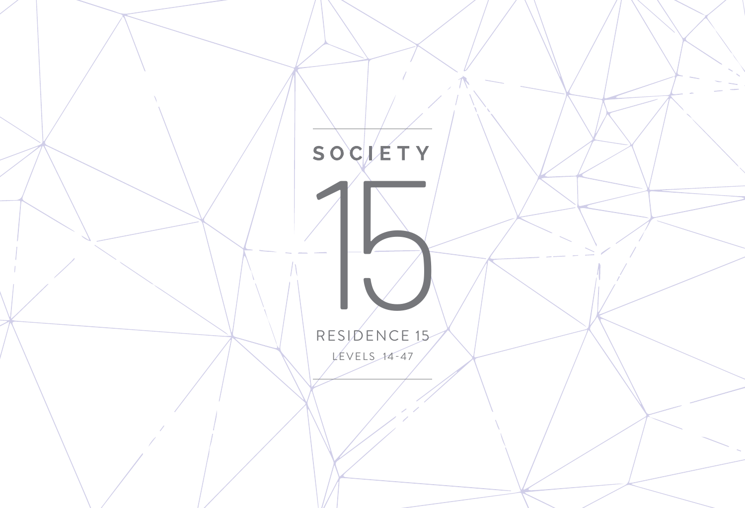# SOCIETY

# 15

RESIDENCE 15

LEVELS 14-47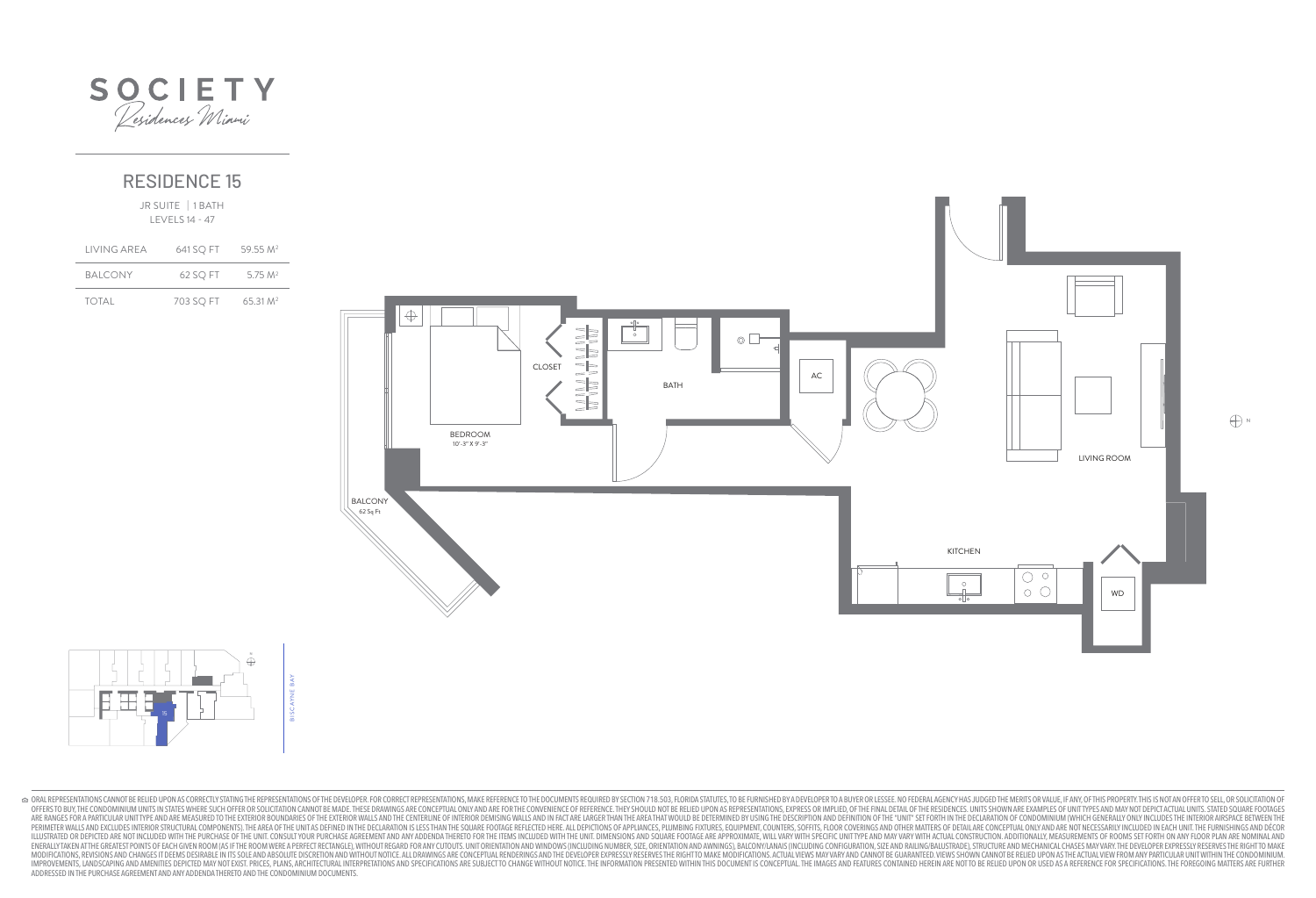# SOCIETY
Residences Miami

## RESIDENCE 15

JR SUITE | 1 BATH
LEVELS 14 - 47

| | | |
|---|---|---|
| LIVING AREA | 641 SQ FT | 59.55 M² |
| BALCONY | 62 SQ FT | 5.75 M² |
| TOTAL | 703 SQ FT | 65.31 M² |

BEDROOM
10'-3" X 9'-3"

CLOSET

BATH

AC

LIVING ROOM

KITCHEN

WD

BALCONY
62 Sq Ft

N

15

BISCAYNE BAY

ORAL REPRESENTATIONS CANNOT BE RELIED UPON AS CORRECTLY STATING THE REPRESENTATIONS OF THE DEVELOPER. FOR CORRECT REPRESENTATIONS, MAKE REFERENCE TO THE DOCUMENTS REQUIRED BY SECTION 718.503, FLORIDA STATUTES, TO BE FURNISHED BY A DEVELOPER TO A BUYER OR LESSEE. NO FEDERAL AGENCY HAS JUDGED THE MERITS OR VALUE, IF ANY, OF THIS PROPERTY. THIS IS NOT AN OFFER TO SELL, OR SOLICITATION OF OFFERS TO BUY, THE CONDOMINIUM UNITS IN STATES WHERE SUCH OFFER OR SOLICITATION CANNOT BE MADE. THESE DRAWINGS ARE CONCEPTUAL ONLY AND ARE FOR THE CONVENIENCE OF REFERENCE. THEY SHOULD NOT BE RELIED UPON AS REPRESENTATIONS, EXPRESS OR IMPLIED, OF THE FINAL DETAIL OF THE RESIDENCES. UNITS SHOWN ARE EXAMPLES OF UNIT TYPES AND MAY NOT DEPICT ACTUAL UNITS. STATED SQUARE FOOTAGES ARE RANGES FOR A PARTICULAR UNIT TYPE AND ARE MEASURED TO THE EXTERIOR BOUNDARIES OF THE EXTERIOR WALLS AND THE CENTERLINE OF INTERIOR DEMISING WALLS AND IN FACT ARE LARGER THAN THE AREA THAT WOULD BE DETERMINED BY USING THE DESCRIPTION AND DEFINITION OF THE "UNIT" SET FORTH IN THE DECLARATION OF CONDOMINIUM (WHICH GENERALLY ONLY INCLUDES THE INTERIOR AIRSPACE BETWEEN THE PERIMETER WALLS AND EXCLUDES INTERIOR STRUCTURAL COMPONENTS). THE AREA OF THE UNIT AS DEFINED IN THE DECLARATION IS LESS THAN THE SQUARE FOOTAGE REFLECTED HERE. ALL DEPICTIONS OF APPLIANCES, PLUMBING FIXTURES, EQUIPMENT, COUNTERS, SOFFITS, FLOOR COVERINGS AND OTHER MATTERS OF DETAIL ARE CONCEPTUAL ONLY AND ARE NOT NECESSARILY INCLUDED IN EACH UNIT. THE FURNISHINGS AND DÉCOR ILLUSTRATED OR DEPICTED ARE NOT INCLUDED WITH THE PURCHASE OF THE UNIT. CONSULT YOUR PURCHASE AGREEMENT AND ANY ADDENDA THERETO FOR THE ITEMS INCLUDED WITH THE UNIT. DIMENSIONS AND SQUARE FOOTAGE ARE APPROXIMATE, WILL VARY WITH SPECIFIC UNIT TYPE AND MAY VARY WITH ACTUAL CONSTRUCTION. ADDITIONALLY, MEASUREMENTS OF ROOMS SET FORTH ON ANY FLOOR PLAN ARE NOMINAL AND GENERALLY TAKEN AT THE GREATEST POINTS OF EACH GIVEN ROOM (AS IF THE ROOM WERE A PERFECT RECTANGLE), WITHOUT REGARD FOR ANY CUTOUTS. UNIT ORIENTATION AND WINDOWS (INCLUDING NUMBER, SIZE, ORIENTATION AND AWNINGS), BALCONY/LANAIS (INCLUDING CONFIGURATION, SIZE AND RAILING/BALUSTRADE), STRUCTURE AND MECHANICAL CHASES MAY VARY. THE DEVELOPER EXPRESSLY RESERVES THE RIGHT TO MAKE MODIFICATIONS, REVISIONS AND CHANGES IT DEEMS DESIRABLE IN ITS SOLE AND ABSOLUTE DISCRETION AND WITHOUT NOTICE. ALL DRAWINGS ARE CONCEPTUAL RENDERINGS AND THE DEVELOPER EXPRESSLY RESERVES THE RIGHT TO MAKE MODIFICATIONS. ACTUAL VIEWS MAY VARY AND CANNOT BE GUARANTEED. VIEWS SHOWN CANNOT BE RELIED UPON AS THE ACTUAL VIEW FROM ANY PARTICULAR UNIT WITHIN THE CONDOMINIUM. IMPROVEMENTS, LANDSCAPING AND AMENITIES DEPICTED MAY NOT EXIST. PRICES, PLANS, ARCHITECTURAL INTERPRETATIONS AND SPECIFICATIONS ARE SUBJECT TO CHANGE WITHOUT NOTICE. THE INFORMATION PRESENTED WITHIN THIS DOCUMENT IS CONCEPTUAL. THE IMAGES AND FEATURES CONTAINED HEREIN ARE NOT TO BE RELIED UPON OR USED AS A REFERENCE FOR SPECIFICATIONS. THE FOREGOING MATTERS ARE FURTHER ADDRESSED IN THE PURCHASE AGREEMENT AND ANY ADDENDA THERETO AND THE CONDOMINIUM DOCUMENTS.